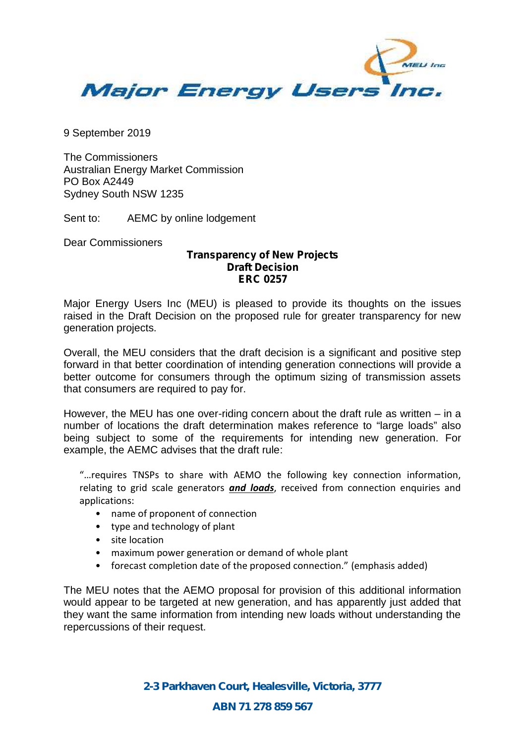# Major Energy Users Inc.

9 September 2019

The Commissioners
Australian Energy Market Commission
PO Box A2449
Sydney South NSW 1235

Sent to: AEMC by online lodgement

Dear Commissioners

**Transparency of New Projects**
**Draft Decision**
**ERC 0257**

Major Energy Users Inc (MEU) is pleased to provide its thoughts on the issues raised in the Draft Decision on the proposed rule for greater transparency for new generation projects.

Overall, the MEU considers that the draft decision is a significant and positive step forward in that better coordination of intending generation connections will provide a better outcome for consumers through the optimum sizing of transmission assets that consumers are required to pay for.

However, the MEU has one over-riding concern about the draft rule as written – in a number of locations the draft determination makes reference to "large loads" also being subject to some of the requirements for intending new generation. For example, the AEMC advises that the draft rule:

> "…requires TNSPs to share with AEMO the following key connection information, relating to grid scale generators ***and loads***, received from connection enquiries and applications:
>
> - name of proponent of connection
> - type and technology of plant
> - site location
> - maximum power generation or demand of whole plant
> - forecast completion date of the proposed connection." (emphasis added)

The MEU notes that the AEMO proposal for provision of this additional information would appear to be targeted at new generation, and has apparently just added that they want the same information from intending new loads without understanding the repercussions of their request.

**2-3 Parkhaven Court, Healesville, Victoria, 3777**

**ABN 71 278 859 567**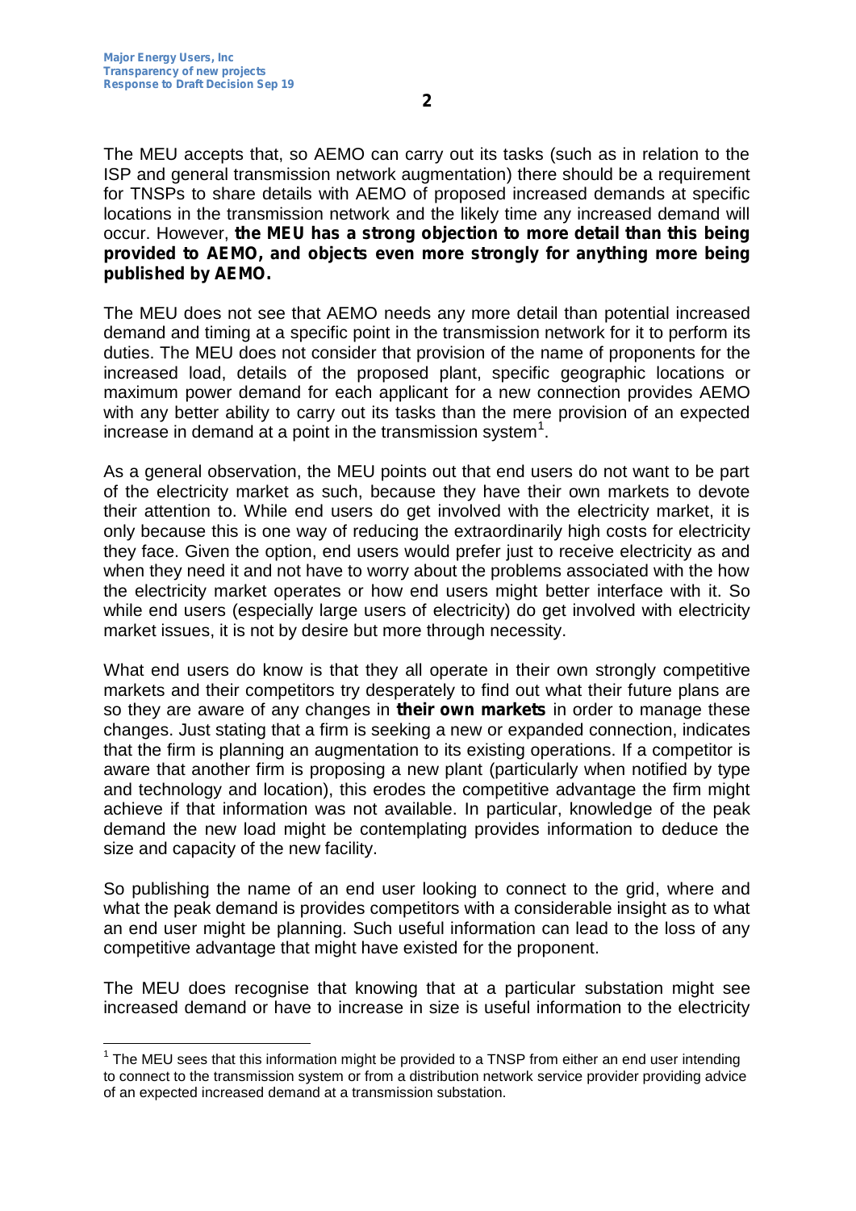The MEU accepts that, so AEMO can carry out its tasks (such as in relation to the ISP and general transmission network augmentation) there should be a requirement for TNSPs to share details with AEMO of proposed increased demands at specific locations in the transmission network and the likely time any increased demand will occur. However, **the MEU has a strong objection to more detail than this being provided to AEMO, and objects even more strongly for anything more being published by AEMO.**

The MEU does not see that AEMO needs any more detail than potential increased demand and timing at a specific point in the transmission network for it to perform its duties. The MEU does not consider that provision of the name of proponents for the increased load, details of the proposed plant, specific geographic locations or maximum power demand for each applicant for a new connection provides AEMO with any better ability to carry out its tasks than the mere provision of an expected increase in demand at a point in the transmission system[1].

As a general observation, the MEU points out that end users do not want to be part of the electricity market as such, because they have their own markets to devote their attention to. While end users do get involved with the electricity market, it is only because this is one way of reducing the extraordinarily high costs for electricity they face. Given the option, end users would prefer just to receive electricity as and when they need it and not have to worry about the problems associated with the how the electricity market operates or how end users might better interface with it. So while end users (especially large users of electricity) do get involved with electricity market issues, it is not by desire but more through necessity.

What end users do know is that they all operate in their own strongly competitive markets and their competitors try desperately to find out what their future plans are so they are aware of any changes in **their own markets** in order to manage these changes. Just stating that a firm is seeking a new or expanded connection, indicates that the firm is planning an augmentation to its existing operations. If a competitor is aware that another firm is proposing a new plant (particularly when notified by type and technology and location), this erodes the competitive advantage the firm might achieve if that information was not available. In particular, knowledge of the peak demand the new load might be contemplating provides information to deduce the size and capacity of the new facility.

So publishing the name of an end user looking to connect to the grid, where and what the peak demand is provides competitors with a considerable insight as to what an end user might be planning. Such useful information can lead to the loss of any competitive advantage that might have existed for the proponent.

The MEU does recognise that knowing that at a particular substation might see increased demand or have to increase in size is useful information to the electricity

[1] The MEU sees that this information might be provided to a TNSP from either an end user intending to connect to the transmission system or from a distribution network service provider providing advice of an expected increased demand at a transmission substation.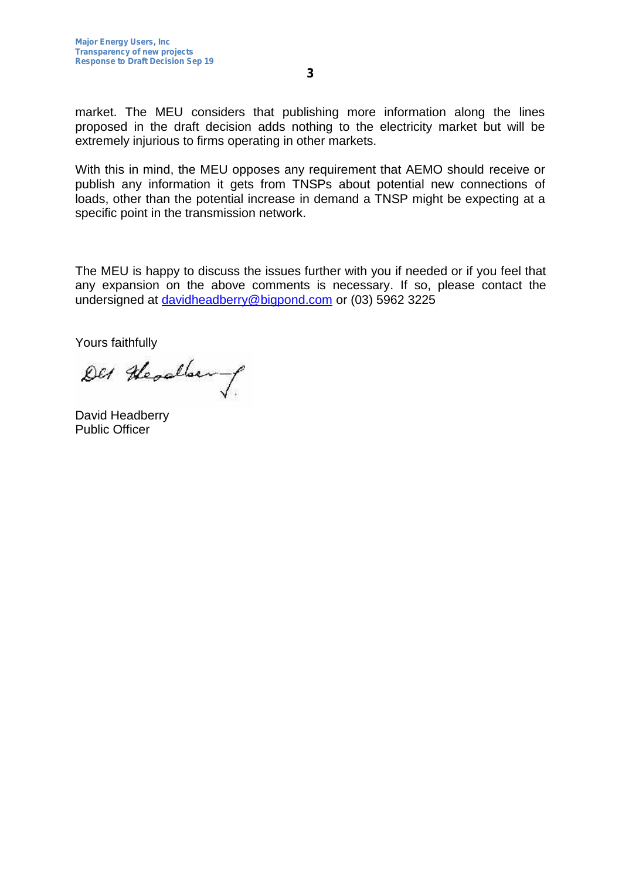market. The MEU considers that publishing more information along the lines proposed in the draft decision adds nothing to the electricity market but will be extremely injurious to firms operating in other markets.

With this in mind, the MEU opposes any requirement that AEMO should receive or publish any information it gets from TNSPs about potential new connections of loads, other than the potential increase in demand a TNSP might be expecting at a specific point in the transmission network.

The MEU is happy to discuss the issues further with you if needed or if you feel that any expansion on the above comments is necessary. If so, please contact the undersigned at davidheadberry@bigpond.com or (03) 5962 3225

Yours faithfully

David Headberry
Public Officer